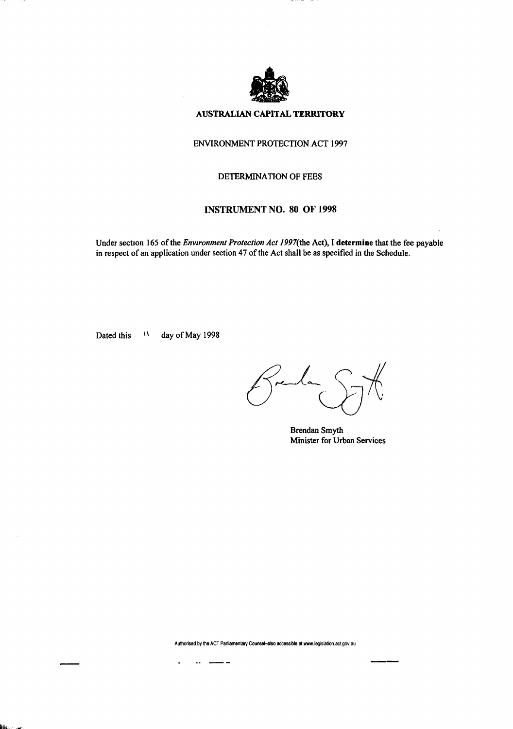# AUSTRALIAN CAPITAL TERRITORY

## ENVIRONMENT PROTECTION ACT 1997

## DETERMINATION OF FEES

## INSTRUMENT NO. 80 OF 1998

Under section 165 of the *Environment Protection Act 1997*(the Act), I **determine** that the fee payable in respect of an application under section 47 of the Act shall be as specified in the Schedule.

Dated this 11 day of May 1998

Brendan Smyth
Minister for Urban Services

Authorised by the ACT Parliamentary Counsel–also accessible at www.legislation.act.gov.au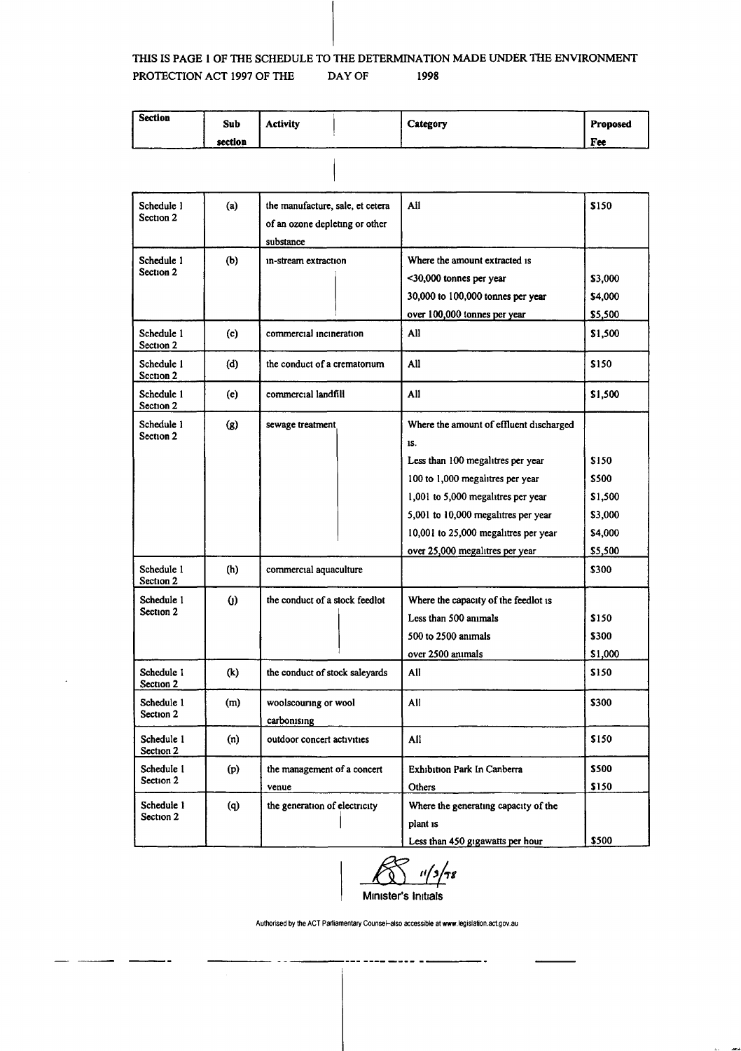THIS IS PAGE 1 OF THE SCHEDULE TO THE DETERMINATION MADE UNDER THE ENVIRONMENT PROTECTION ACT 1997 OF THE DAY OF 1998

| Section | Sub section | Activity | Category | Proposed Fee |
|---|---|---|---|---|
| Schedule 1 Section 2 | (a) | the manufacture, sale, et cetera of an ozone depleting or other substance | All | $150 |
| Schedule 1 Section 2 | (b) | in-stream extraction | Where the amount extracted is | |
| | | | <30,000 tonnes per year | $3,000 |
| | | | 30,000 to 100,000 tonnes per year | $4,000 |
| | | | over 100,000 tonnes per year | $5,500 |
| Schedule 1 Section 2 | (c) | commercial incineration | All | $1,500 |
| Schedule 1 Section 2 | (d) | the conduct of a crematorium | All | $150 |
| Schedule 1 Section 2 | (e) | commercial landfill | All | $1,500 |
| Schedule 1 Section 2 | (g) | sewage treatment | Where the amount of effluent discharged is. | |
| | | | Less than 100 megalitres per year | $150 |
| | | | 100 to 1,000 megalitres per year | $500 |
| | | | 1,001 to 5,000 megalitres per year | $1,500 |
| | | | 5,001 to 10,000 megalitres per year | $3,000 |
| | | | 10,001 to 25,000 megalitres per year | $4,000 |
| | | | over 25,000 megalitres per year | $5,500 |
| Schedule 1 Section 2 | (h) | commercial aquaculture | | $300 |
| Schedule 1 Section 2 | (j) | the conduct of a stock feedlot | Where the capacity of the feedlot is | |
| | | | Less than 500 animals | $150 |
| | | | 500 to 2500 animals | $300 |
| | | | over 2500 animals | $1,000 |
| Schedule 1 Section 2 | (k) | the conduct of stock saleyards | All | $150 |
| Schedule 1 Section 2 | (m) | woolscouring or wool carbonising | All | $300 |
| Schedule 1 Section 2 | (n) | outdoor concert activities | All | $150 |
| Schedule 1 Section 2 | (p) | the management of a concert venue | Exhibition Park In Canberra | $500 |
| | | | Others | $150 |
| Schedule 1 Section 2 | (q) | the generation of electricity | Where the generating capacity of the plant is | |
| | | | Less than 450 gigawatts per hour | $500 |

11/3/98

Minister's Initials

Authorised by the ACT Parliamentary Counsel—also accessible at www.legislation.act.gov.au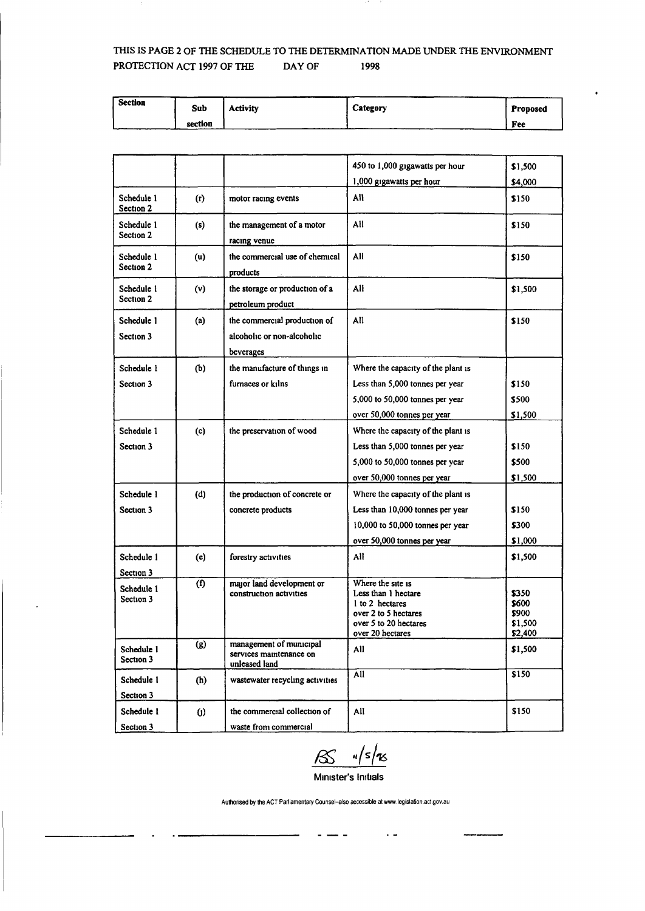THIS IS PAGE 2 OF THE SCHEDULE TO THE DETERMINATION MADE UNDER THE ENVIRONMENT PROTECTION ACT 1997 OF THE DAY OF 1998

| Section | Sub section | Activity | Category | Proposed Fee |
|---|---|---|---|---|
| | | | 450 to 1,000 gigawatts per hour | $1,500 |
| | | | 1,000 gigawatts per hour | $4,000 |
| Schedule 1 Section 2 | (r) | motor racing events | All | $150 |
| Schedule 1 Section 2 | (s) | the management of a motor racing venue | All | $150 |
| Schedule 1 Section 2 | (u) | the commercial use of chemical products | All | $150 |
| Schedule 1 Section 2 | (v) | the storage or production of a petroleum product | All | $1,500 |
| Schedule 1 Section 3 | (a) | the commercial production of alcoholic or non-alcoholic beverages | All | $150 |
| Schedule 1 Section 3 | (b) | the manufacture of things in furnaces or kilns | Where the capacity of the plant is | |
| | | | Less than 5,000 tonnes per year | $150 |
| | | | 5,000 to 50,000 tonnes per year | $500 |
| | | | over 50,000 tonnes per year | $1,500 |
| Schedule 1 Section 3 | (c) | the preservation of wood | Where the capacity of the plant is | |
| | | | Less than 5,000 tonnes per year | $150 |
| | | | 5,000 to 50,000 tonnes per year | $500 |
| | | | over 50,000 tonnes per year | $1,500 |
| Schedule 1 Section 3 | (d) | the production of concrete or concrete products | Where the capacity of the plant is | |
| | | | Less than 10,000 tonnes per year | $150 |
| | | | 10,000 to 50,000 tonnes per year | $300 |
| | | | over 50,000 tonnes per year | $1,000 |
| Schedule 1 Section 3 | (e) | forestry activities | All | $1,500 |
| Schedule 1 Section 3 | (f) | major land development or construction activities | Where the site is | |
| | | | Less than 1 hectare | $350 |
| | | | 1 to 2 hectares | $600 |
| | | | over 2 to 5 hectares | $900 |
| | | | over 5 to 20 hectares | $1,500 |
| | | | over 20 hectares | $2,400 |
| Schedule 1 Section 3 | (g) | management of municipal services maintenance on unleased land | All | $1,500 |
| Schedule 1 Section 3 | (h) | wastewater recycling activities | All | $150 |
| Schedule 1 Section 3 | (j) | the commercial collection of waste from commercial | All | $150 |

BS 11/5/98

Minister's Initials

Authorised by the ACT Parliamentary Counsel–also accessible at www.legislation.act.gov.au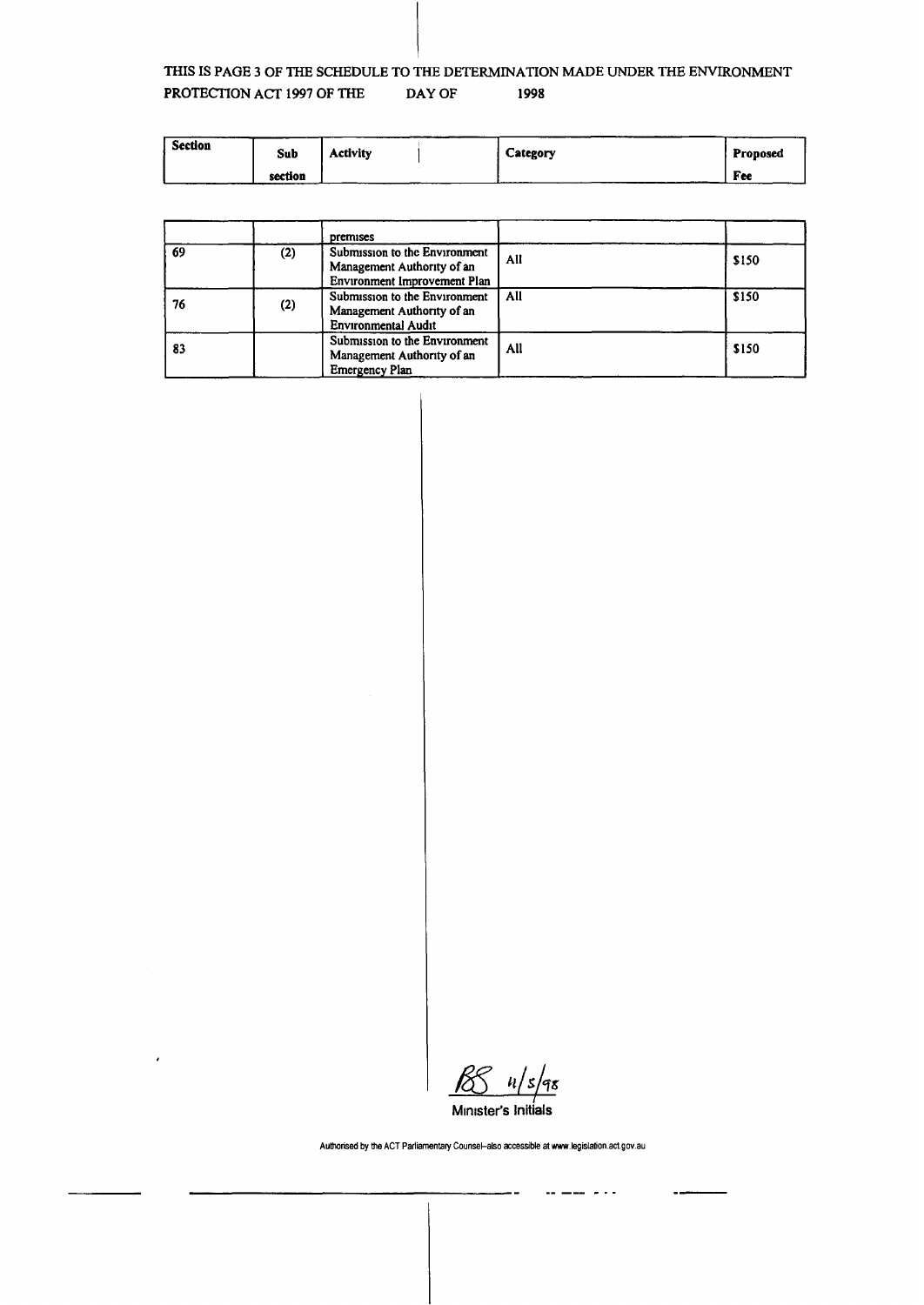THIS IS PAGE 3 OF THE SCHEDULE TO THE DETERMINATION MADE UNDER THE ENVIRONMENT PROTECTION ACT 1997 OF THE DAY OF 1998

| Section | Sub section | Activity | Category | Proposed Fee |
|---|---|---|---|---|
| | | premises | | |
| 69 | (2) | Submission to the Environment Management Authority of an Environment Improvement Plan | All | $150 |
| 76 | (2) | Submission to the Environment Management Authority of an Environmental Audit | All | $150 |
| 83 | | Submission to the Environment Management Authority of an Emergency Plan | All | $150 |

BS 4/5/98

Minister's Initials

Authorised by the ACT Parliamentary Counsel–also accessible at www.legislation.act.gov.au